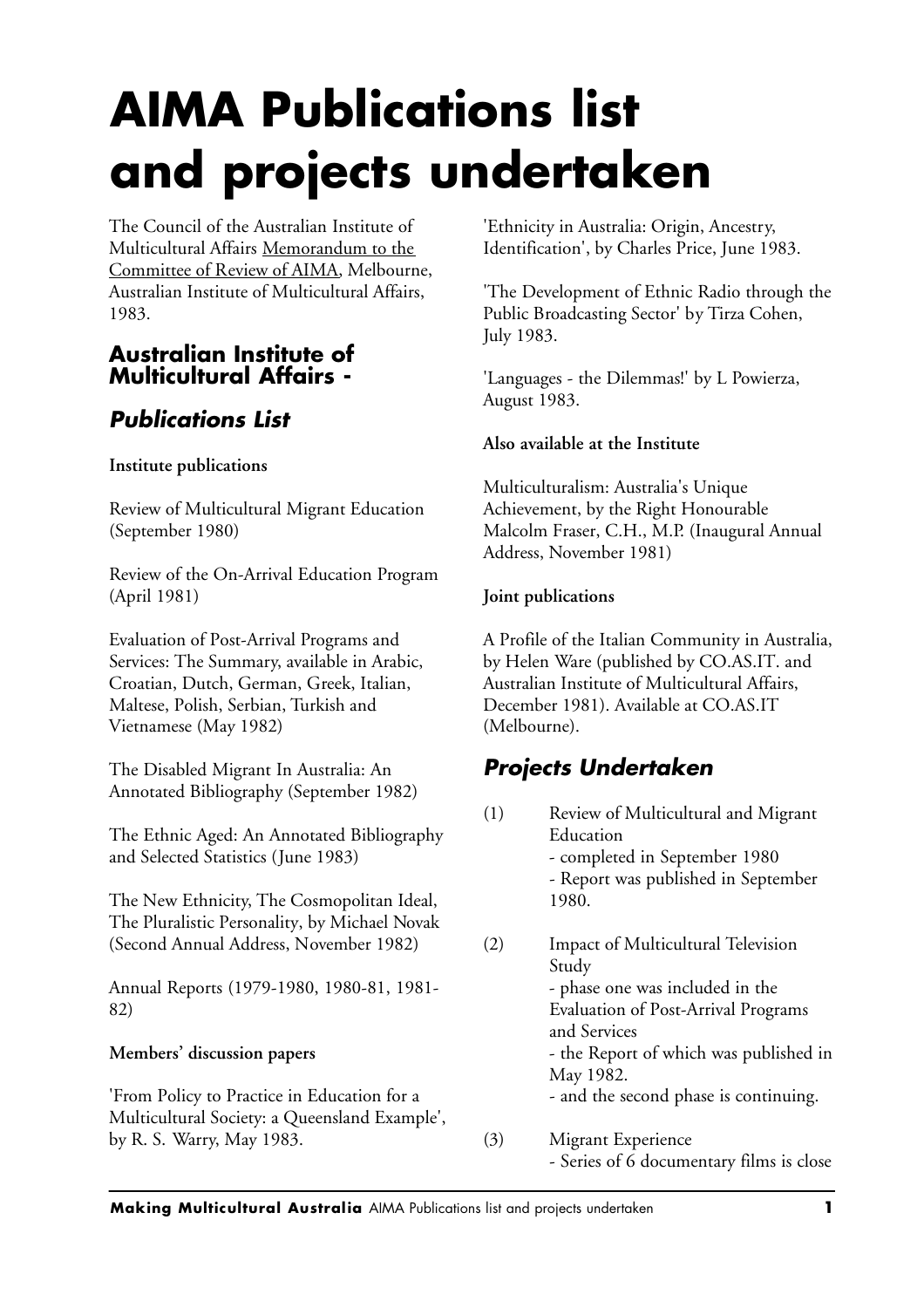# AIMA Publications list and projects undertaken

The Council of the Australian Institute of Multicultural Affairs Memorandum to the Committee of Review of AIMA, Melbourne, Australian Institute of Multicultural Affairs, 1983.

## Australian Institute of Multicultural Affairs -

### *Publications List*

**Institute publications**

Review of Multicultural Migrant Education (September 1980)

Review of the On-Arrival Education Program (April 1981)

Evaluation of Post-Arrival Programs and Services: The Summary, available in Arabic, Croatian, Dutch, German, Greek, Italian, Maltese, Polish, Serbian, Turkish and Vietnamese (May 1982)

The Disabled Migrant In Australia: An Annotated Bibliography (September 1982)

The Ethnic Aged: An Annotated Bibliography and Selected Statistics (June 1983)

The New Ethnicity, The Cosmopolitan Ideal, The Pluralistic Personality, by Michael Novak (Second Annual Address, November 1982)

Annual Reports (1979-1980, 1980-81, 1981-82)

**Members' discussion papers**

'From Policy to Practice in Education for a Multicultural Society: a Queensland Example', by R. S. Warry, May 1983.

'Ethnicity in Australia: Origin, Ancestry, Identification', by Charles Price, June 1983.

'The Development of Ethnic Radio through the Public Broadcasting Sector' by Tirza Cohen, July 1983.

'Languages - the Dilemmas!' by L Powierza, August 1983.

**Also available at the Institute**

Multiculturalism: Australia's Unique Achievement, by the Right Honourable Malcolm Fraser, C.H., M.P. (Inaugural Annual Address, November 1981)

**Joint publications**

A Profile of the Italian Community in Australia, by Helen Ware (published by CO.AS.IT. and Australian Institute of Multicultural Affairs, December 1981). Available at CO.AS.IT (Melbourne).

### *Projects Undertaken*

(1) Review of Multicultural and Migrant Education
- completed in September 1980
- Report was published in September 1980.

(2) Impact of Multicultural Television Study
- phase one was included in the Evaluation of Post-Arrival Programs and Services
- the Report of which was published in May 1982.
- and the second phase is continuing.

(3) Migrant Experience
- Series of 6 documentary films is close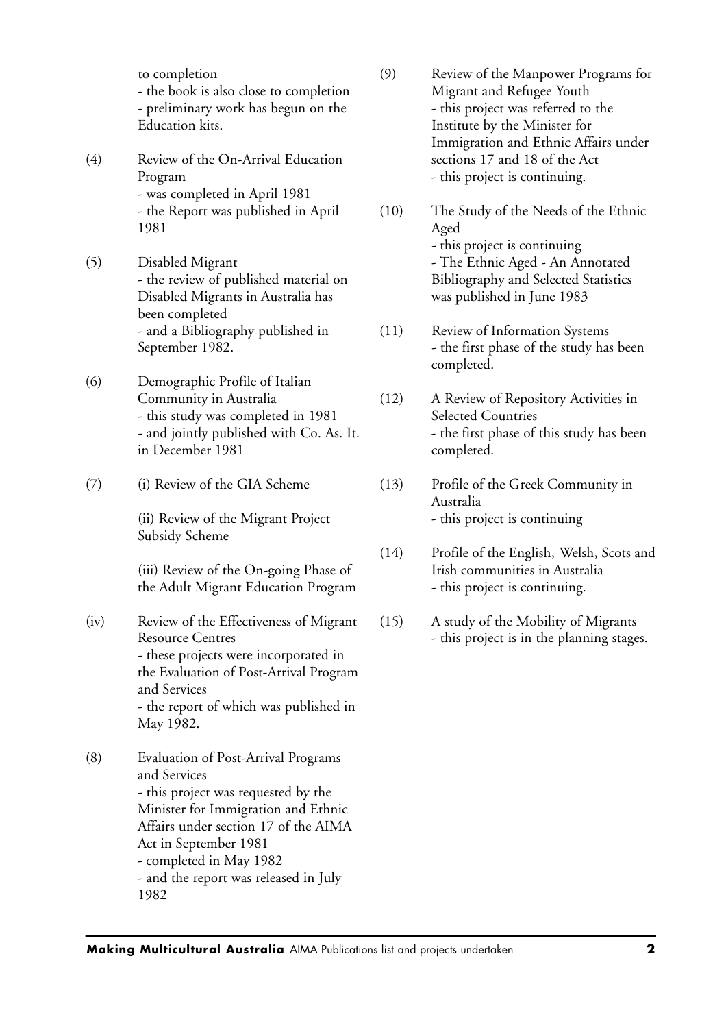to completion
- the book is also close to completion
- preliminary work has begun on the Education kits.

(4) Review of the On-Arrival Education Program
- was completed in April 1981
- the Report was published in April 1981

(5) Disabled Migrant
- the review of published material on Disabled Migrants in Australia has been completed
- and a Bibliography published in September 1982.

(6) Demographic Profile of Italian Community in Australia
- this study was completed in 1981
- and jointly published with Co. As. It. in December 1981

(7) (i) Review of the GIA Scheme

(ii) Review of the Migrant Project Subsidy Scheme

(iii) Review of the On-going Phase of the Adult Migrant Education Program

(iv) Review of the Effectiveness of Migrant Resource Centres
- these projects were incorporated in the Evaluation of Post-Arrival Program and Services
- the report of which was published in May 1982.

(8) Evaluation of Post-Arrival Programs and Services
- this project was requested by the Minister for Immigration and Ethnic Affairs under section 17 of the AIMA Act in September 1981
- completed in May 1982
- and the report was released in July 1982

(9) Review of the Manpower Programs for Migrant and Refugee Youth
- this project was referred to the Institute by the Minister for Immigration and Ethnic Affairs under sections 17 and 18 of the Act
- this project is continuing.

(10) The Study of the Needs of the Ethnic Aged
- this project is continuing
- The Ethnic Aged - An Annotated Bibliography and Selected Statistics was published in June 1983

(11) Review of Information Systems
- the first phase of the study has been completed.

(12) A Review of Repository Activities in Selected Countries
- the first phase of this study has been completed.

(13) Profile of the Greek Community in Australia
- this project is continuing

(14) Profile of the English, Welsh, Scots and Irish communities in Australia
- this project is continuing.

(15) A study of the Mobility of Migrants
- this project is in the planning stages.